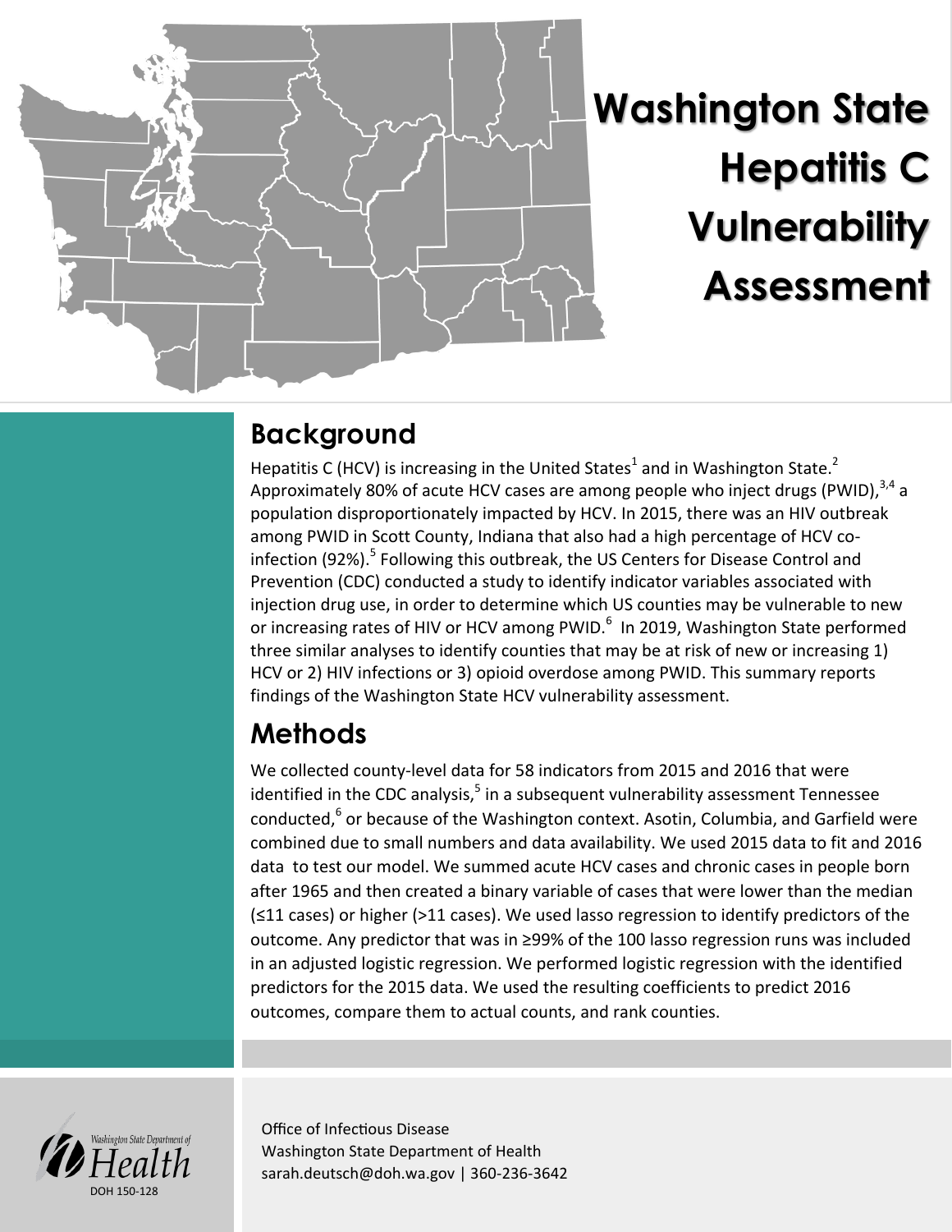# Washington State Hepatitis C Vulnerability Assessment

## Background

Hepatitis C (HCV) is increasing in the United States[1] and in Washington State.[2] Approximately 80% of acute HCV cases are among people who inject drugs (PWID),[3,4] a population disproportionately impacted by HCV. In 2015, there was an HIV outbreak among PWID in Scott County, Indiana that also had a high percentage of HCV co-infection (92%).[5] Following this outbreak, the US Centers for Disease Control and Prevention (CDC) conducted a study to identify indicator variables associated with injection drug use, in order to determine which US counties may be vulnerable to new or increasing rates of HIV or HCV among PWID.[6] In 2019, Washington State performed three similar analyses to identify counties that may be at risk of new or increasing 1) HCV or 2) HIV infections or 3) opioid overdose among PWID. This summary reports findings of the Washington State HCV vulnerability assessment.

## Methods

We collected county-level data for 58 indicators from 2015 and 2016 that were identified in the CDC analysis,[5] in a subsequent vulnerability assessment Tennessee conducted,[6] or because of the Washington context. Asotin, Columbia, and Garfield were combined due to small numbers and data availability. We used 2015 data to fit and 2016 data to test our model. We summed acute HCV cases and chronic cases in people born after 1965 and then created a binary variable of cases that were lower than the median (≤11 cases) or higher (>11 cases). We used lasso regression to identify predictors of the outcome. Any predictor that was in ≥99% of the 100 lasso regression runs was included in an adjusted logistic regression. We performed logistic regression with the identified predictors for the 2015 data. We used the resulting coefficients to predict 2016 outcomes, compare them to actual counts, and rank counties.

Washington State Department of Health
DOH 150-128

Office of Infectious Disease
Washington State Department of Health
sarah.deutsch@doh.wa.gov | 360-236-3642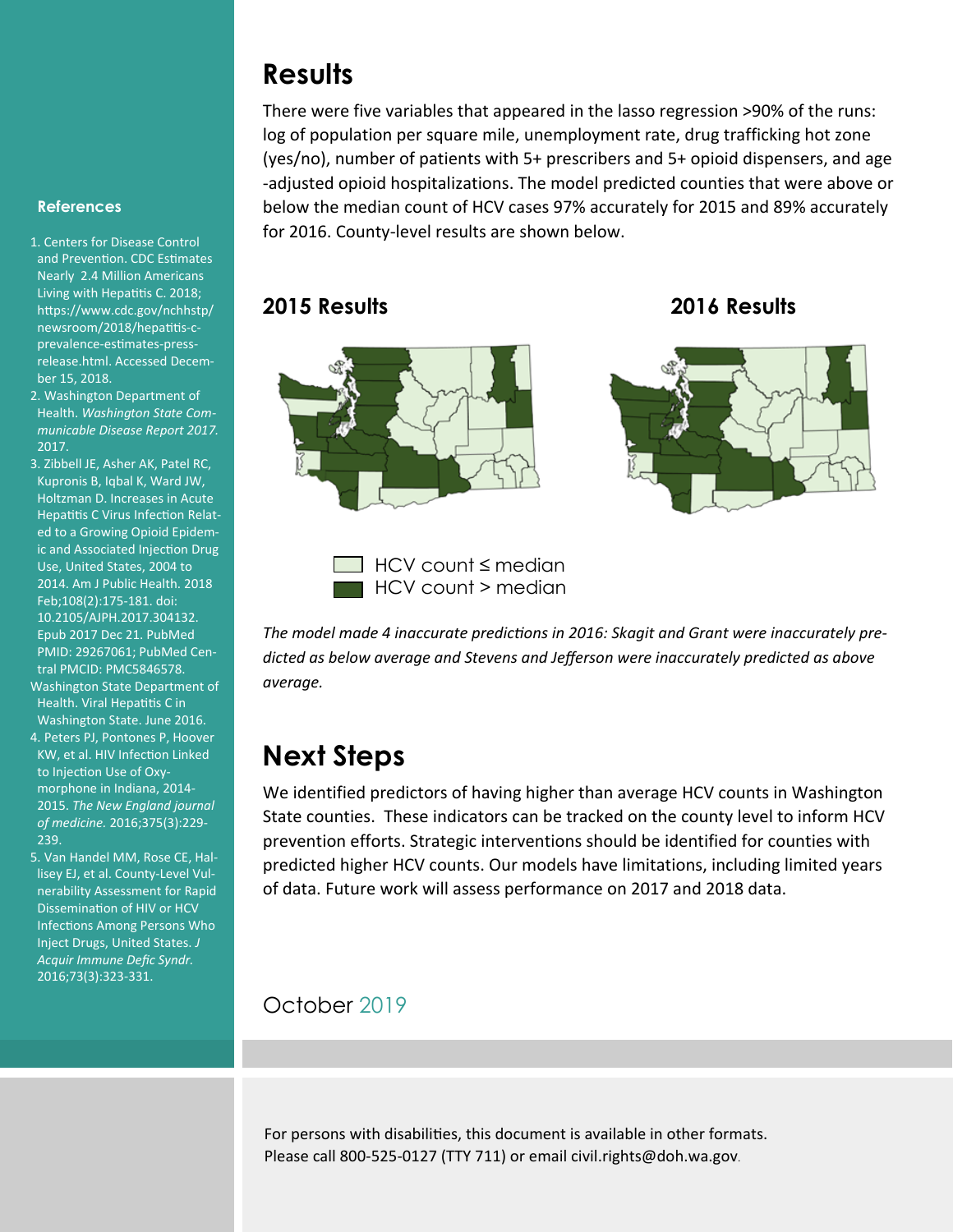## References

1. Centers for Disease Control and Prevention. CDC Estimates Nearly 2.4 Million Americans Living with Hepatitis C. 2018; https://www.cdc.gov/nchhstp/newsroom/2018/hepatitis-c-prevalence-estimates-press-release.html. Accessed December 15, 2018.
2. Washington State Department of Health. *Washington State Communicable Disease Report 2017.* 2017.
3. Zibbell JE, Asher AK, Patel RC, Kupronis B, Iqbal K, Ward JW, Holtzman D. Increases in Acute Hepatitis C Virus Infection Related to a Growing Opioid Epidemic and Associated Injection Drug Use, United States, 2004 to 2014. Am J Public Health. 2018 Feb;108(2):175-181. doi: 10.2105/AJPH.2017.304132. Epub 2017 Dec 21. PubMed PMID: 29267061; PubMed Central PMCID: PMC5846578.

   Washington State Department of Health. Viral Hepatitis C in Washington State. June 2016.
4. Peters PJ, Pontones P, Hoover KW, et al. HIV Infection Linked to Injection Use of Oxymorphone in Indiana, 2014-2015. *The New England journal of medicine.* 2016;375(3):229-239.
5. Van Handel MM, Rose CE, Hallisey EJ, et al. County-Level Vulnerability Assessment for Rapid Dissemination of HIV or HCV Infections Among Persons Who Inject Drugs, United States. *J Acquir Immune Defic Syndr.* 2016;73(3):323-331.

# Results

There were five variables that appeared in the lasso regression >90% of the runs: log of population per square mile, unemployment rate, drug trafficking hot zone (yes/no), number of patients with 5+ prescribers and 5+ opioid dispensers, and age-adjusted opioid hospitalizations. The model predicted counties that were above or below the median count of HCV cases 97% accurately for 2015 and 89% accurately for 2016. County-level results are shown below.

### 2015 Results

### 2016 Results

HCV count ≤ median

HCV count > median

*The model made 4 inaccurate predictions in 2016: Skagit and Grant were inaccurately predicted as below average and Stevens and Jefferson were inaccurately predicted as above average.*

# Next Steps

We identified predictors of having higher than average HCV counts in Washington State counties. These indicators can be tracked on the county level to inform HCV prevention efforts. Strategic interventions should be identified for counties with predicted higher HCV counts. Our models have limitations, including limited years of data. Future work will assess performance on 2017 and 2018 data.

October 2019

For persons with disabilities, this document is available in other formats. Please call 800-525-0127 (TTY 711) or email civil.rights@doh.wa.gov.